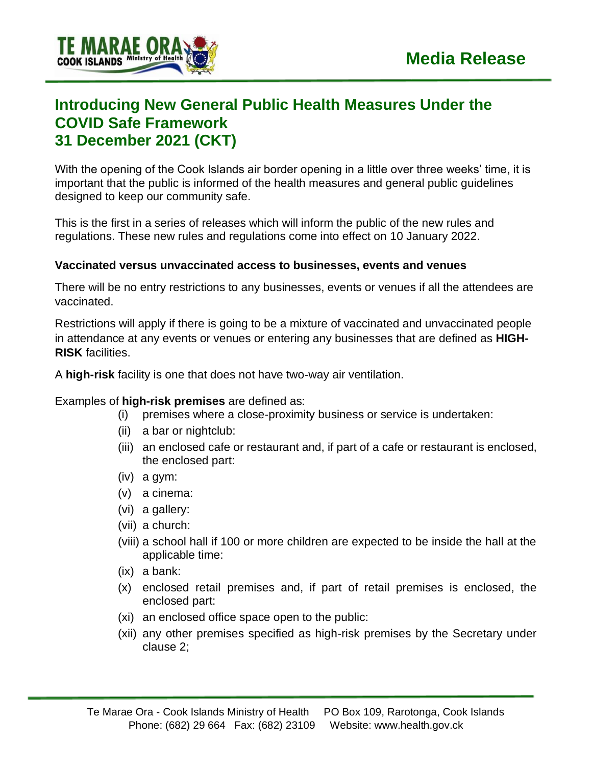Media Release

# Introducing New General Public Health Measures Under the COVID Safe Framework
# 31 December 2021 (CKT)

With the opening of the Cook Islands air border opening in a little over three weeks' time, it is important that the public is informed of the health measures and general public guidelines designed to keep our community safe.

This is the first in a series of releases which will inform the public of the new rules and regulations. These new rules and regulations come into effect on 10 January 2022.

**Vaccinated versus unvaccinated access to businesses, events and venues**

There will be no entry restrictions to any businesses, events or venues if all the attendees are vaccinated.

Restrictions will apply if there is going to be a mixture of vaccinated and unvaccinated people in attendance at any events or venues or entering any businesses that are defined as **HIGH-RISK** facilities.

A **high-risk** facility is one that does not have two-way air ventilation.

Examples of **high-risk premises** are defined as:

- (i) premises where a close-proximity business or service is undertaken:
- (ii) a bar or nightclub:
- (iii) an enclosed cafe or restaurant and, if part of a cafe or restaurant is enclosed, the enclosed part:
- (iv) a gym:
- (v) a cinema:
- (vi) a gallery:
- (vii) a church:
- (viii) a school hall if 100 or more children are expected to be inside the hall at the applicable time:
- (ix) a bank:
- (x) enclosed retail premises and, if part of retail premises is enclosed, the enclosed part:
- (xi) an enclosed office space open to the public:
- (xii) any other premises specified as high-risk premises by the Secretary under clause 2;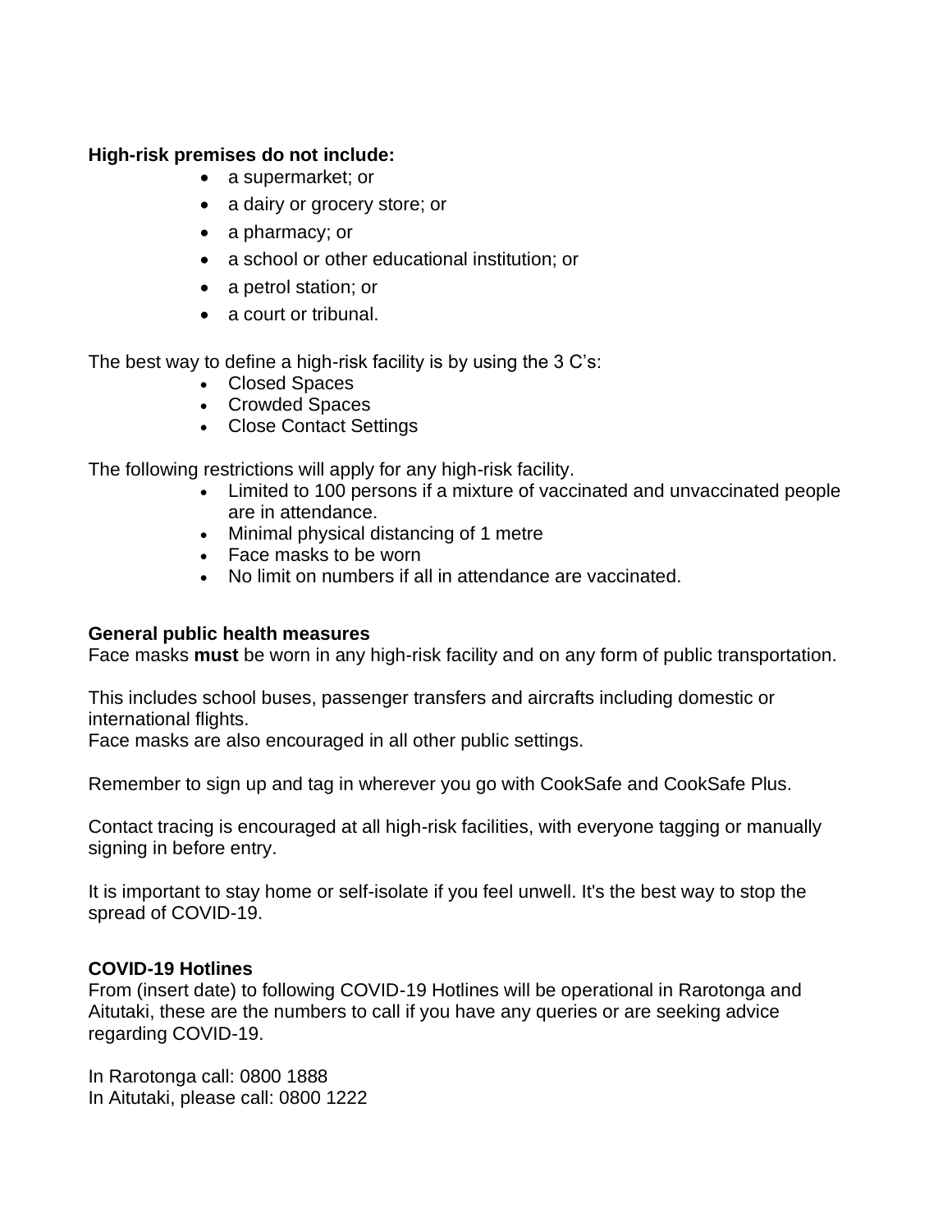**High-risk premises do not include:**

- a supermarket; or
- a dairy or grocery store; or
- a pharmacy; or
- a school or other educational institution; or
- a petrol station; or
- a court or tribunal.

The best way to define a high-risk facility is by using the 3 C's:

- Closed Spaces
- Crowded Spaces
- Close Contact Settings

The following restrictions will apply for any high-risk facility.

- Limited to 100 persons if a mixture of vaccinated and unvaccinated people are in attendance.
- Minimal physical distancing of 1 metre
- Face masks to be worn
- No limit on numbers if all in attendance are vaccinated.

**General public health measures**

Face masks **must** be worn in any high-risk facility and on any form of public transportation.

This includes school buses, passenger transfers and aircrafts including domestic or international flights.
Face masks are also encouraged in all other public settings.

Remember to sign up and tag in wherever you go with CookSafe and CookSafe Plus.

Contact tracing is encouraged at all high-risk facilities, with everyone tagging or manually signing in before entry.

It is important to stay home or self-isolate if you feel unwell. It's the best way to stop the spread of COVID-19.

**COVID-19 Hotlines**

From (insert date) to following COVID-19 Hotlines will be operational in Rarotonga and Aitutaki, these are the numbers to call if you have any queries or are seeking advice regarding COVID-19.

In Rarotonga call: 0800 1888
In Aitutaki, please call: 0800 1222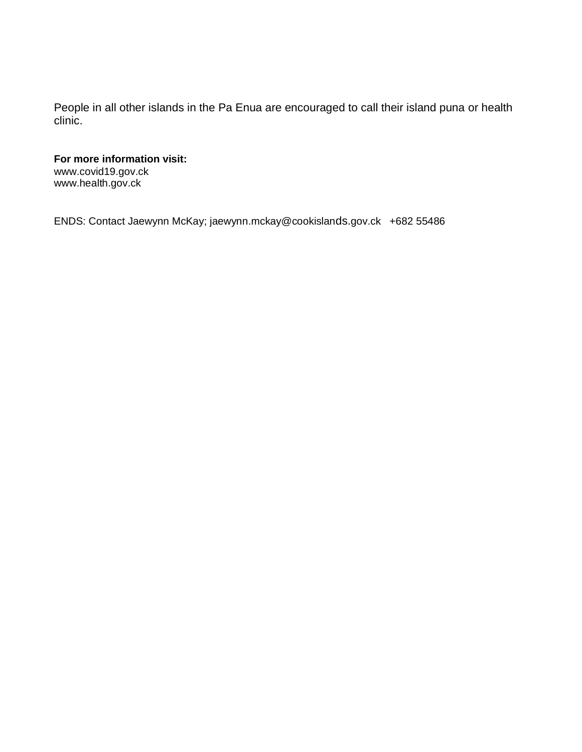People in all other islands in the Pa Enua are encouraged to call their island puna or health clinic.

**For more information visit:**
www.covid19.gov.ck
www.health.gov.ck

ENDS: Contact Jaewynn McKay; jaewynn.mckay@cookislands.gov.ck +682 55486